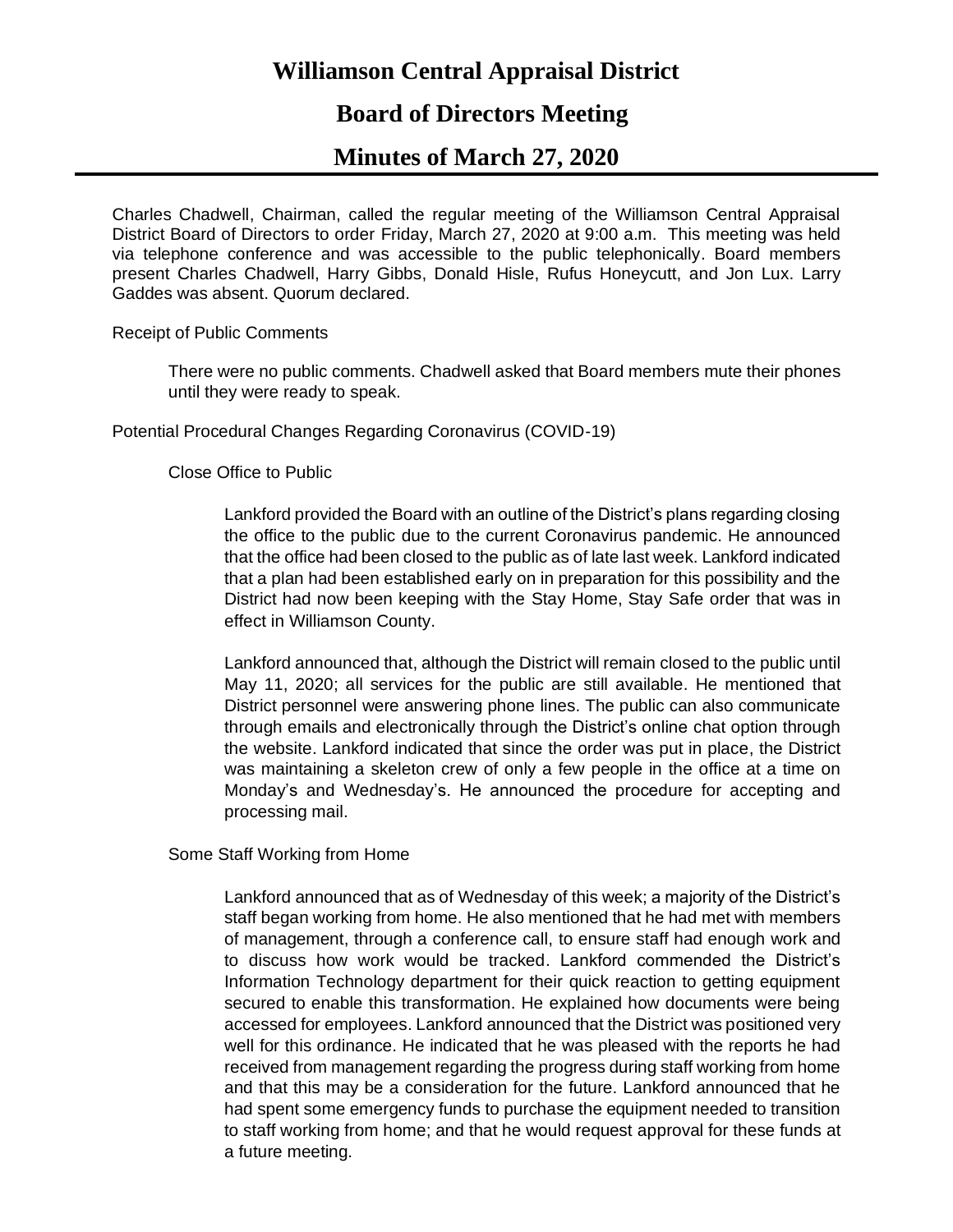# Williamson Central Appraisal District

## Board of Directors Meeting

## Minutes of March 27, 2020

Charles Chadwell, Chairman, called the regular meeting of the Williamson Central Appraisal District Board of Directors to order Friday, March 27, 2020 at 9:00 a.m. This meeting was held via telephone conference and was accessible to the public telephonically. Board members present Charles Chadwell, Harry Gibbs, Donald Hisle, Rufus Honeycutt, and Jon Lux. Larry Gaddes was absent. Quorum declared.

Receipt of Public Comments

> There were no public comments. Chadwell asked that Board members mute their phones until they were ready to speak.

Potential Procedural Changes Regarding Coronavirus (COVID-19)

> Close Office to Public
>
> > Lankford provided the Board with an outline of the District's plans regarding closing the office to the public due to the current Coronavirus pandemic. He announced that the office had been closed to the public as of late last week. Lankford indicated that a plan had been established early on in preparation for this possibility and the District had now been keeping with the Stay Home, Stay Safe order that was in effect in Williamson County.
> >
> > Lankford announced that, although the District will remain closed to the public until May 11, 2020; all services for the public are still available. He mentioned that District personnel were answering phone lines. The public can also communicate through emails and electronically through the District's online chat option through the website. Lankford indicated that since the order was put in place, the District was maintaining a skeleton crew of only a few people in the office at a time on Monday's and Wednesday's. He announced the procedure for accepting and processing mail.
>
> Some Staff Working from Home
>
> > Lankford announced that as of Wednesday of this week; a majority of the District's staff began working from home. He also mentioned that he had met with members of management, through a conference call, to ensure staff had enough work and to discuss how work would be tracked. Lankford commended the District's Information Technology department for their quick reaction to getting equipment secured to enable this transformation. He explained how documents were being accessed for employees. Lankford announced that the District was positioned very well for this ordinance. He indicated that he was pleased with the reports he had received from management regarding the progress during staff working from home and that this may be a consideration for the future. Lankford announced that he had spent some emergency funds to purchase the equipment needed to transition to staff working from home; and that he would request approval for these funds at a future meeting.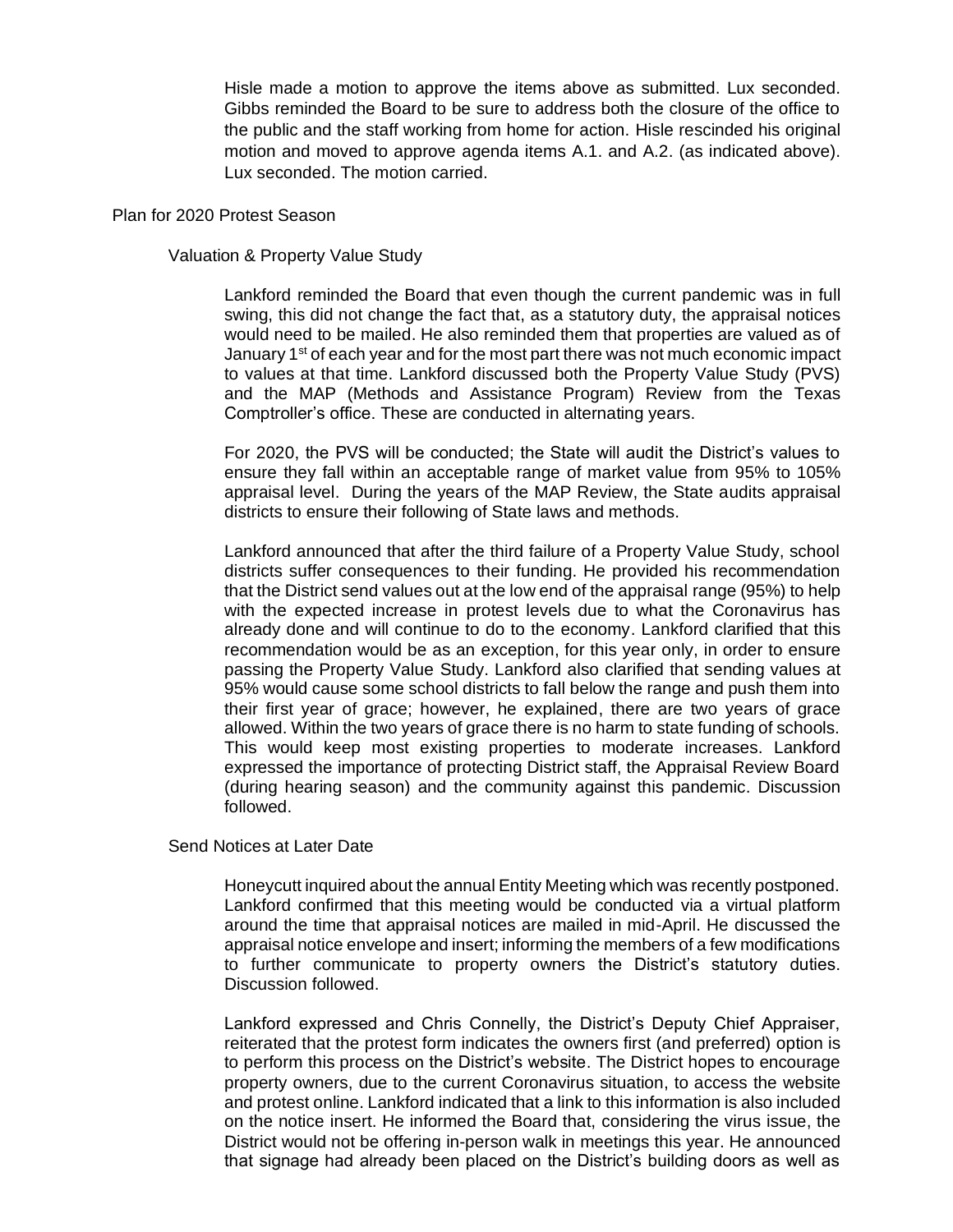Hisle made a motion to approve the items above as submitted. Lux seconded. Gibbs reminded the Board to be sure to address both the closure of the office to the public and the staff working from home for action. Hisle rescinded his original motion and moved to approve agenda items A.1. and A.2. (as indicated above). Lux seconded. The motion carried.

## Plan for 2020 Protest Season

### Valuation & Property Value Study

Lankford reminded the Board that even though the current pandemic was in full swing, this did not change the fact that, as a statutory duty, the appraisal notices would need to be mailed. He also reminded them that properties are valued as of January 1st of each year and for the most part there was not much economic impact to values at that time. Lankford discussed both the Property Value Study (PVS) and the MAP (Methods and Assistance Program) Review from the Texas Comptroller's office. These are conducted in alternating years.

For 2020, the PVS will be conducted; the State will audit the District's values to ensure they fall within an acceptable range of market value from 95% to 105% appraisal level. During the years of the MAP Review, the State audits appraisal districts to ensure their following of State laws and methods.

Lankford announced that after the third failure of a Property Value Study, school districts suffer consequences to their funding. He provided his recommendation that the District send values out at the low end of the appraisal range (95%) to help with the expected increase in protest levels due to what the Coronavirus has already done and will continue to do to the economy. Lankford clarified that this recommendation would be as an exception, for this year only, in order to ensure passing the Property Value Study. Lankford also clarified that sending values at 95% would cause some school districts to fall below the range and push them into their first year of grace; however, he explained, there are two years of grace allowed. Within the two years of grace there is no harm to state funding of schools. This would keep most existing properties to moderate increases. Lankford expressed the importance of protecting District staff, the Appraisal Review Board (during hearing season) and the community against this pandemic. Discussion followed.

### Send Notices at Later Date

Honeycutt inquired about the annual Entity Meeting which was recently postponed. Lankford confirmed that this meeting would be conducted via a virtual platform around the time that appraisal notices are mailed in mid-April. He discussed the appraisal notice envelope and insert; informing the members of a few modifications to further communicate to property owners the District's statutory duties. Discussion followed.

Lankford expressed and Chris Connelly, the District's Deputy Chief Appraiser, reiterated that the protest form indicates the owners first (and preferred) option is to perform this process on the District's website. The District hopes to encourage property owners, due to the current Coronavirus situation, to access the website and protest online. Lankford indicated that a link to this information is also included on the notice insert. He informed the Board that, considering the virus issue, the District would not be offering in-person walk in meetings this year. He announced that signage had already been placed on the District's building doors as well as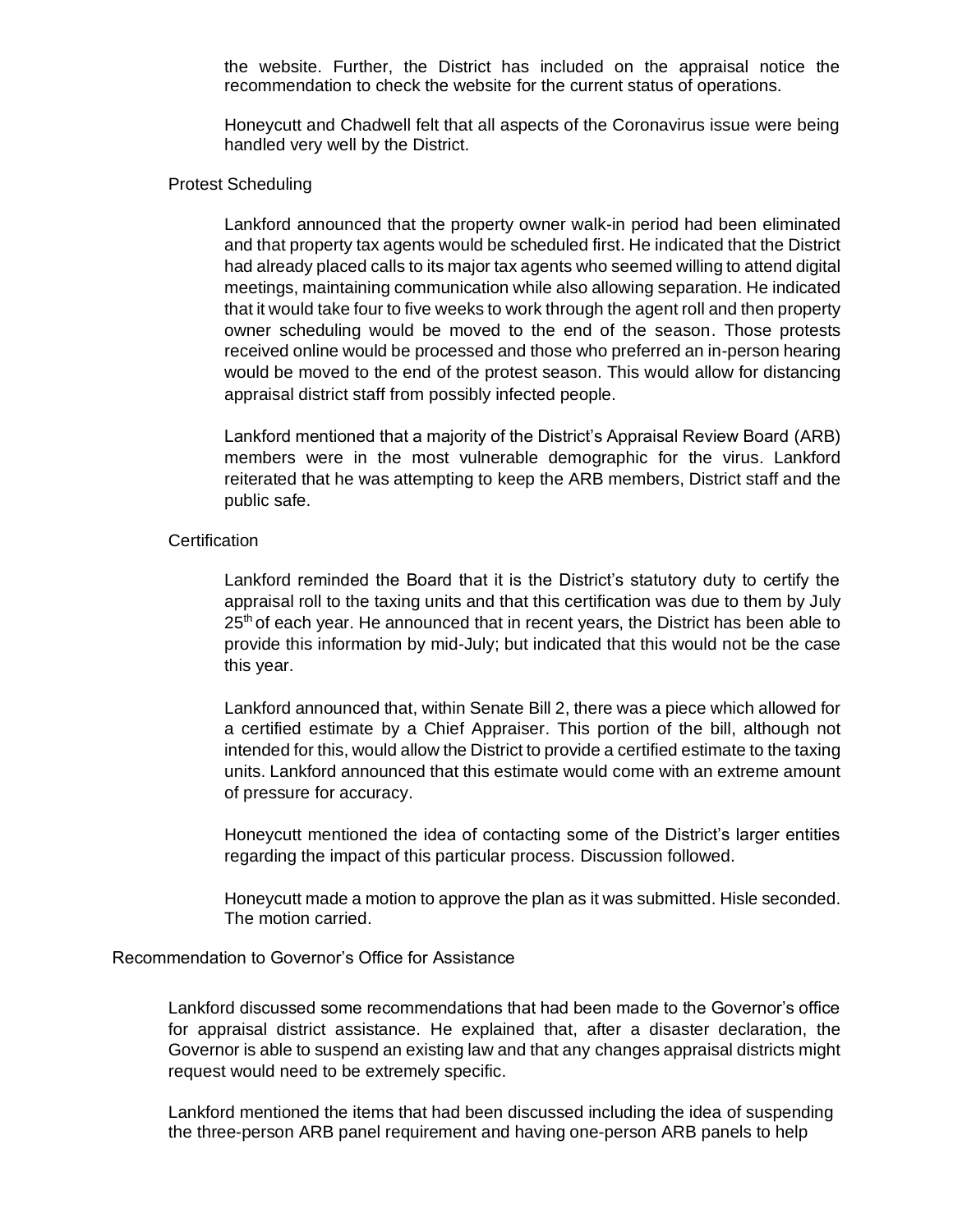the website. Further, the District has included on the appraisal notice the recommendation to check the website for the current status of operations.

Honeycutt and Chadwell felt that all aspects of the Coronavirus issue were being handled very well by the District.

### Protest Scheduling

Lankford announced that the property owner walk-in period had been eliminated and that property tax agents would be scheduled first. He indicated that the District had already placed calls to its major tax agents who seemed willing to attend digital meetings, maintaining communication while also allowing separation. He indicated that it would take four to five weeks to work through the agent roll and then property owner scheduling would be moved to the end of the season. Those protests received online would be processed and those who preferred an in-person hearing would be moved to the end of the protest season. This would allow for distancing appraisal district staff from possibly infected people.

Lankford mentioned that a majority of the District's Appraisal Review Board (ARB) members were in the most vulnerable demographic for the virus. Lankford reiterated that he was attempting to keep the ARB members, District staff and the public safe.

### Certification

Lankford reminded the Board that it is the District's statutory duty to certify the appraisal roll to the taxing units and that this certification was due to them by July 25th of each year. He announced that in recent years, the District has been able to provide this information by mid-July; but indicated that this would not be the case this year.

Lankford announced that, within Senate Bill 2, there was a piece which allowed for a certified estimate by a Chief Appraiser. This portion of the bill, although not intended for this, would allow the District to provide a certified estimate to the taxing units. Lankford announced that this estimate would come with an extreme amount of pressure for accuracy.

Honeycutt mentioned the idea of contacting some of the District's larger entities regarding the impact of this particular process. Discussion followed.

Honeycutt made a motion to approve the plan as it was submitted. Hisle seconded. The motion carried.

## Recommendation to Governor's Office for Assistance

Lankford discussed some recommendations that had been made to the Governor's office for appraisal district assistance. He explained that, after a disaster declaration, the Governor is able to suspend an existing law and that any changes appraisal districts might request would need to be extremely specific.

Lankford mentioned the items that had been discussed including the idea of suspending the three-person ARB panel requirement and having one-person ARB panels to help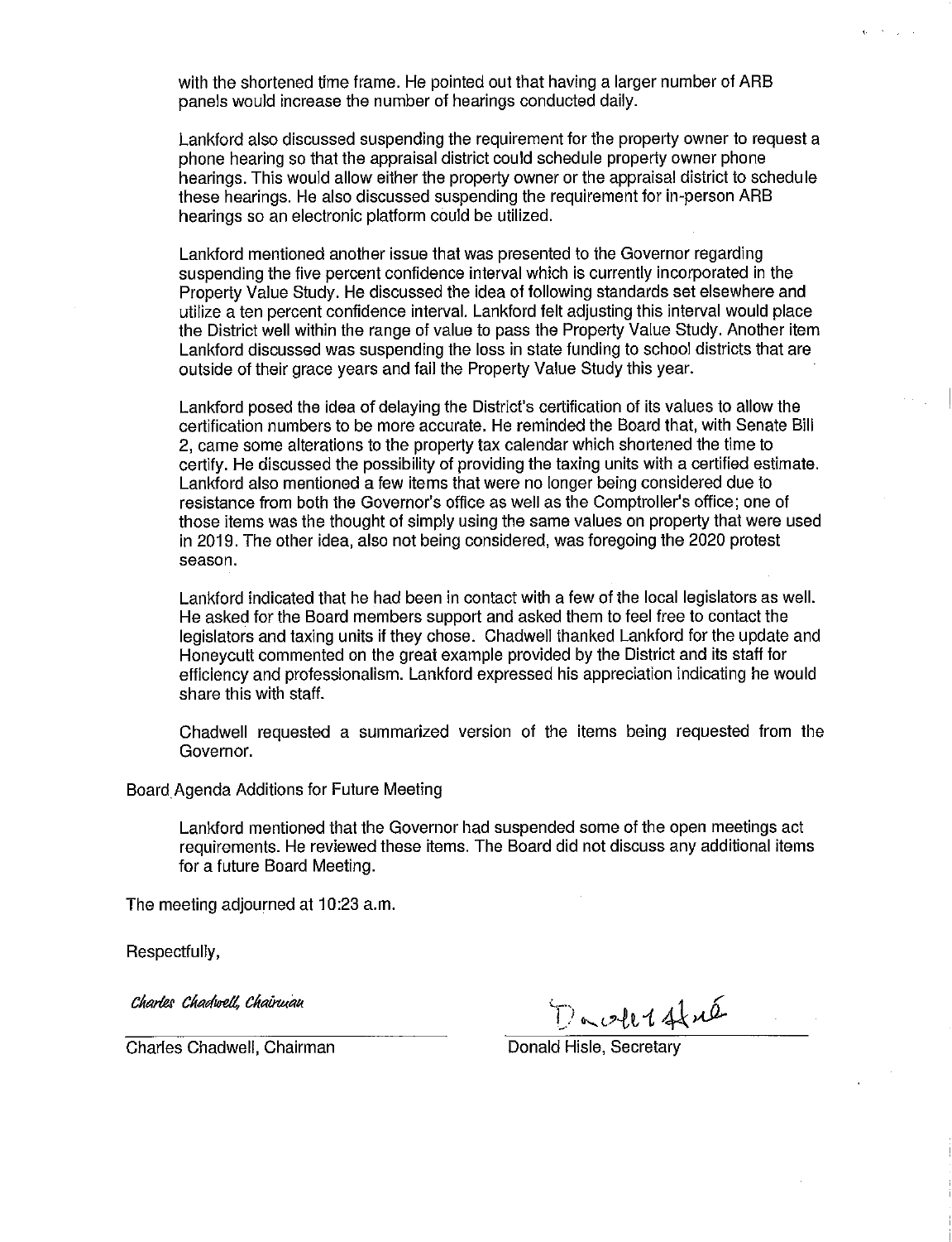with the shortened time frame. He pointed out that having a larger number of ARB panels would increase the number of hearings conducted daily.

Lankford also discussed suspending the requirement for the property owner to request a phone hearing so that the appraisal district could schedule property owner phone hearings. This would allow either the property owner or the appraisal district to schedule these hearings. He also discussed suspending the requirement for in-person ARB hearings so an electronic platform could be utilized.

Lankford mentioned another issue that was presented to the Governor regarding suspending the five percent confidence interval which is currently incorporated in the Property Value Study. He discussed the idea of following standards set elsewhere and utilize a ten percent confidence interval. Lankford felt adjusting this interval would place the District well within the range of value to pass the Property Value Study. Another item Lankford discussed was suspending the loss in state funding to school districts that are outside of their grace years and fail the Property Value Study this year.

Lankford posed the idea of delaying the District's certification of its values to allow the certification numbers to be more accurate. He reminded the Board that, with Senate Bill 2, came some alterations to the property tax calendar which shortened the time to certify. He discussed the possibility of providing the taxing units with a certified estimate. Lankford also mentioned a few items that were no longer being considered due to resistance from both the Governor's office as well as the Comptroller's office; one of those items was the thought of simply using the same values on property that were used in 2019. The other idea, also not being considered, was foregoing the 2020 protest season.

Lankford indicated that he had been in contact with a few of the local legislators as well. He asked for the Board members support and asked them to feel free to contact the legislators and taxing units if they chose. Chadwell thanked Lankford for the update and Honeycutt commented on the great example provided by the District and its staff for efficiency and professionalism. Lankford expressed his appreciation indicating he would share this with staff.

Chadwell requested a summarized version of the items being requested from the Governor.

Board Agenda Additions for Future Meeting

Lankford mentioned that the Governor had suspended some of the open meetings act requirements. He reviewed these items. The Board did not discuss any additional items for a future Board Meeting.

The meeting adjourned at 10:23 a.m.

Respectfully,

*Charles Chadwell, Chairman*

Charles Chadwell, Chairman

Donald Hisle, Secretary